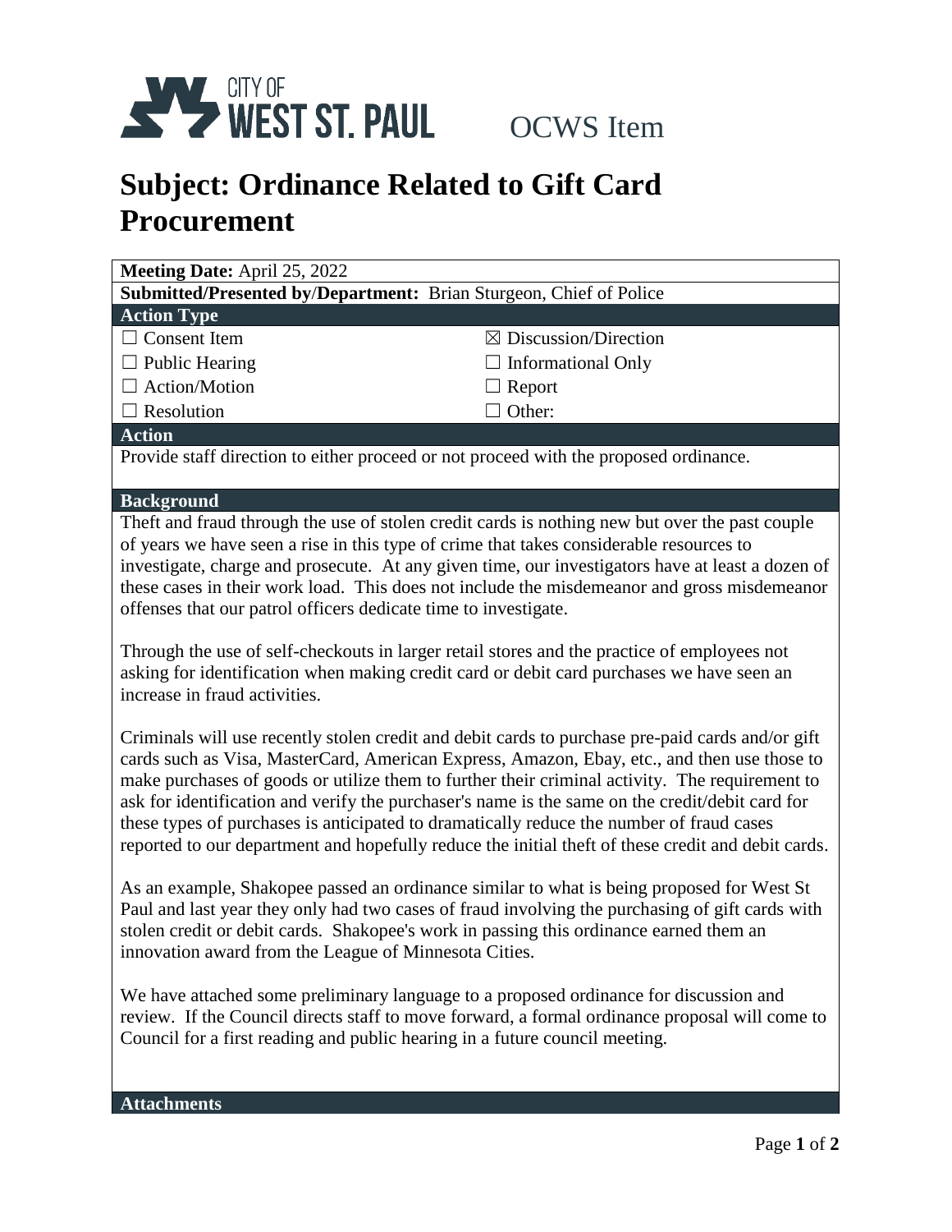CITY OF WEST ST. PAUL OCWS Item

# Subject: Ordinance Related to Gift Card Procurement

**Meeting Date:** April 25, 2022

**Submitted/Presented by/Department:** Brian Sturgeon, Chief of Police

**Action Type**

| | |
|---|---|
| ☐ Consent Item | ☒ Discussion/Direction |
| ☐ Public Hearing | ☐ Informational Only |
| ☐ Action/Motion | ☐ Report |
| ☐ Resolution | ☐ Other: |

**Action**

Provide staff direction to either proceed or not proceed with the proposed ordinance.

**Background**

Theft and fraud through the use of stolen credit cards is nothing new but over the past couple of years we have seen a rise in this type of crime that takes considerable resources to investigate, charge and prosecute. At any given time, our investigators have at least a dozen of these cases in their work load. This does not include the misdemeanor and gross misdemeanor offenses that our patrol officers dedicate time to investigate.

Through the use of self-checkouts in larger retail stores and the practice of employees not asking for identification when making credit card or debit card purchases we have seen an increase in fraud activities.

Criminals will use recently stolen credit and debit cards to purchase pre-paid cards and/or gift cards such as Visa, MasterCard, American Express, Amazon, Ebay, etc., and then use those to make purchases of goods or utilize them to further their criminal activity. The requirement to ask for identification and verify the purchaser's name is the same on the credit/debit card for these types of purchases is anticipated to dramatically reduce the number of fraud cases reported to our department and hopefully reduce the initial theft of these credit and debit cards.

As an example, Shakopee passed an ordinance similar to what is being proposed for West St Paul and last year they only had two cases of fraud involving the purchasing of gift cards with stolen credit or debit cards. Shakopee's work in passing this ordinance earned them an innovation award from the League of Minnesota Cities.

We have attached some preliminary language to a proposed ordinance for discussion and review. If the Council directs staff to move forward, a formal ordinance proposal will come to Council for a first reading and public hearing in a future council meeting.

**Attachments**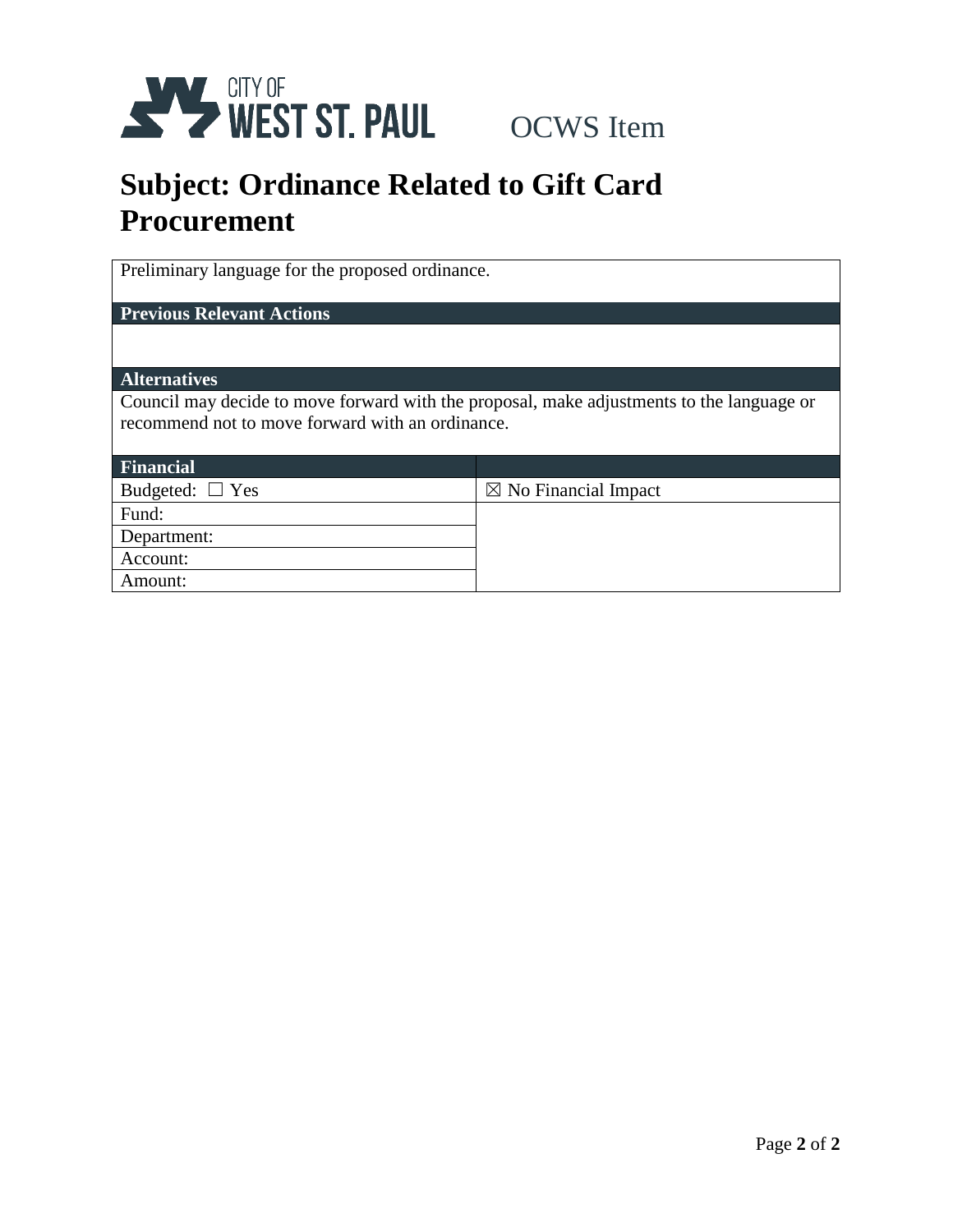CITY OF WEST ST. PAUL OCWS Item

# Subject: Ordinance Related to Gift Card Procurement

Preliminary language for the proposed ordinance.

**Previous Relevant Actions**

**Alternatives**

Council may decide to move forward with the proposal, make adjustments to the language or recommend not to move forward with an ordinance.

| **Financial** | |
|---|---|
| Budgeted: ☐ Yes | ☒ No Financial Impact |
| Fund: | |
| Department: | |
| Account: | |
| Amount: | |